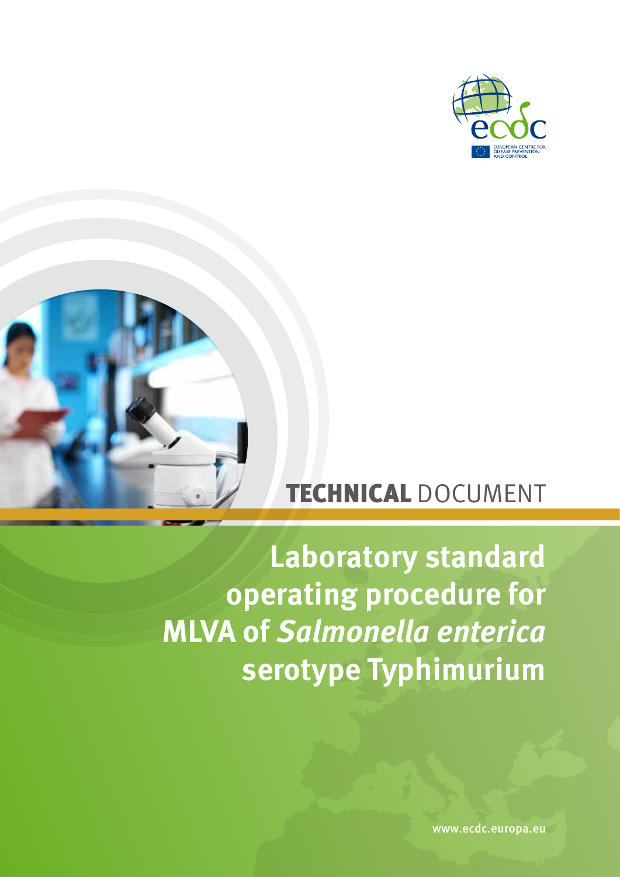ecdc

EUROPEAN CENTRE FOR DISEASE PREVENTION AND CONTROL

**TECHNICAL** DOCUMENT

# Laboratory standard operating procedure for MLVA of *Salmonella enterica* serotype Typhimurium

www.ecdc.europa.eu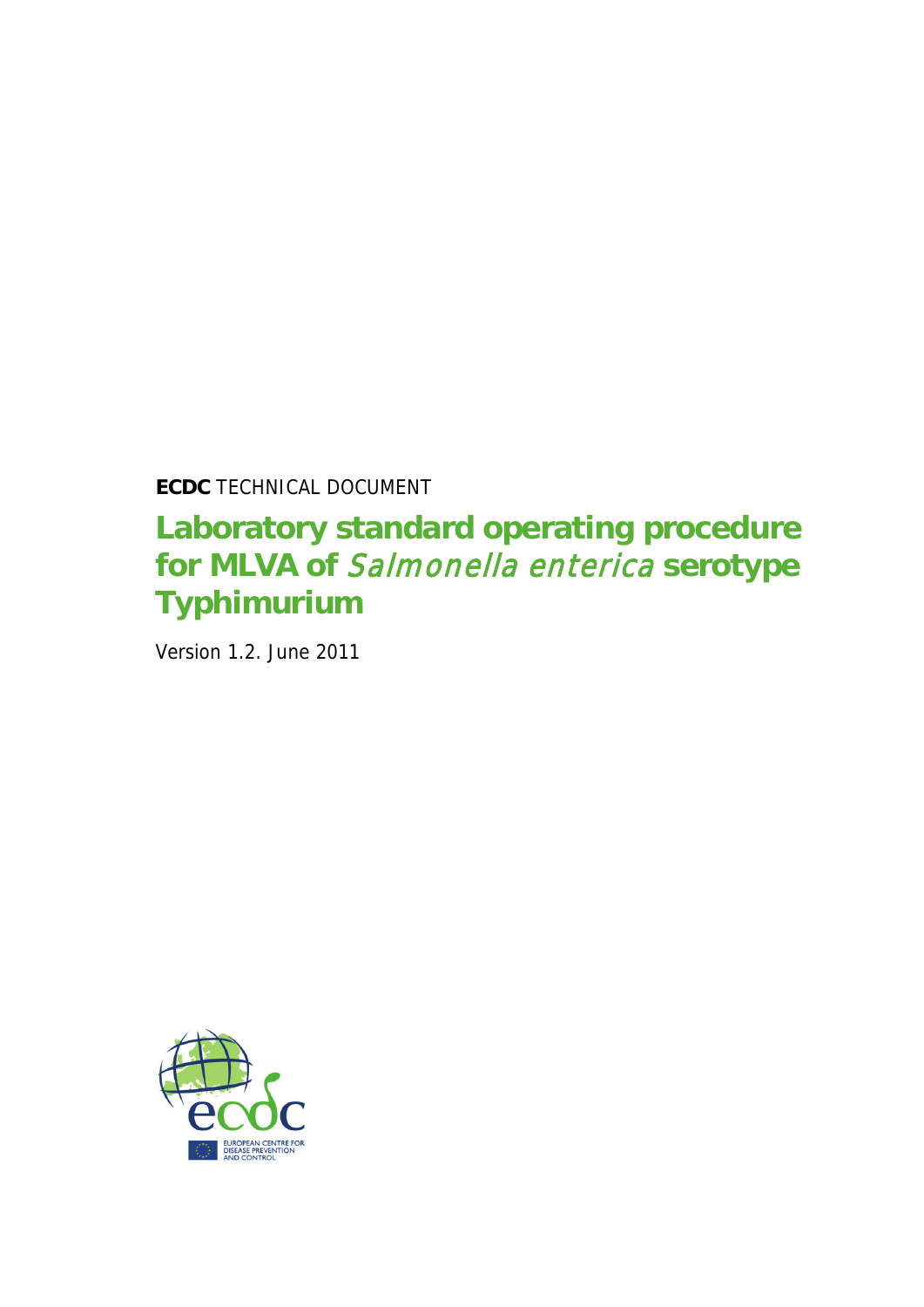**ECDC** TECHNICAL DOCUMENT

# Laboratory standard operating procedure for MLVA of *Salmonella enterica* serotype Typhimurium

Version 1.2. June 2011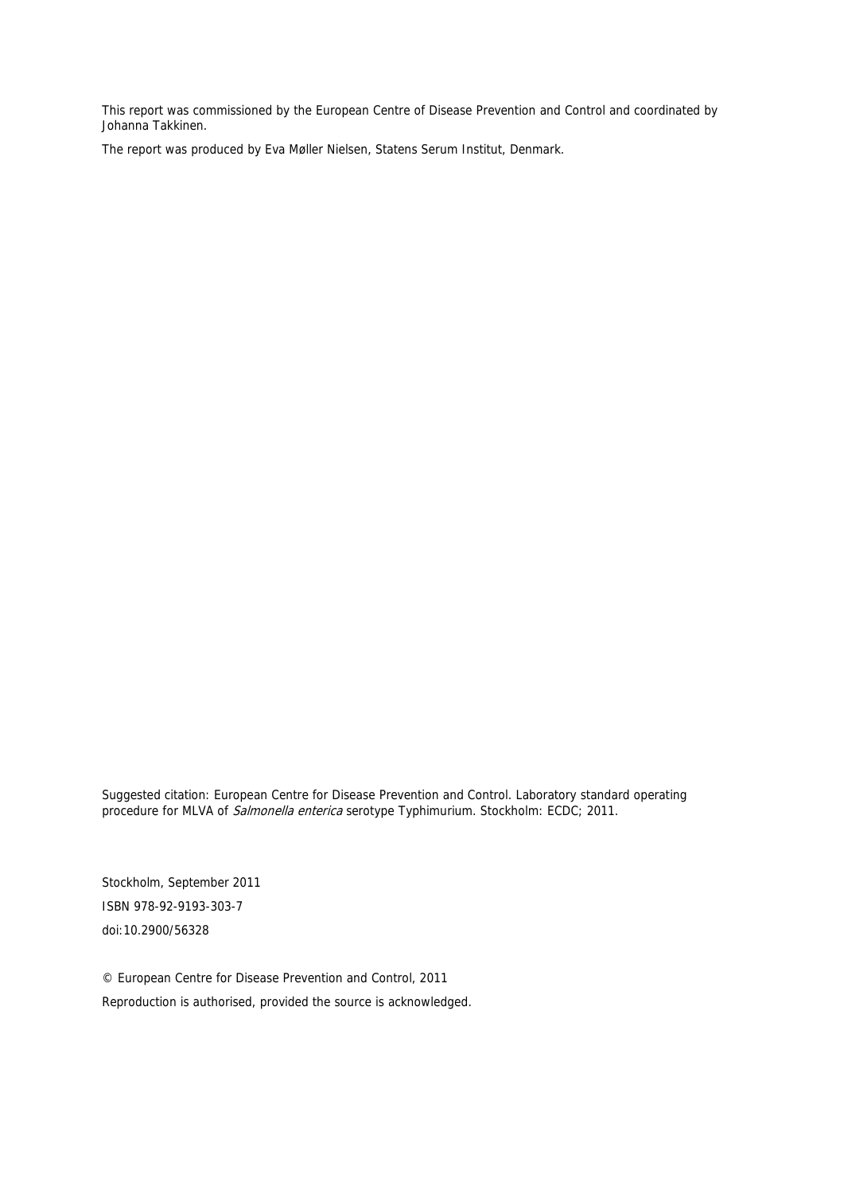This report was commissioned by the European Centre of Disease Prevention and Control and coordinated by Johanna Takkinen.

The report was produced by Eva Møller Nielsen, Statens Serum Institut, Denmark.

Suggested citation: European Centre for Disease Prevention and Control. Laboratory standard operating procedure for MLVA of *Salmonella enterica* serotype Typhimurium. Stockholm: ECDC; 2011.

Stockholm, September 2011

ISBN 978-92-9193-303-7

doi:10.2900/56328

© European Centre for Disease Prevention and Control, 2011

Reproduction is authorised, provided the source is acknowledged.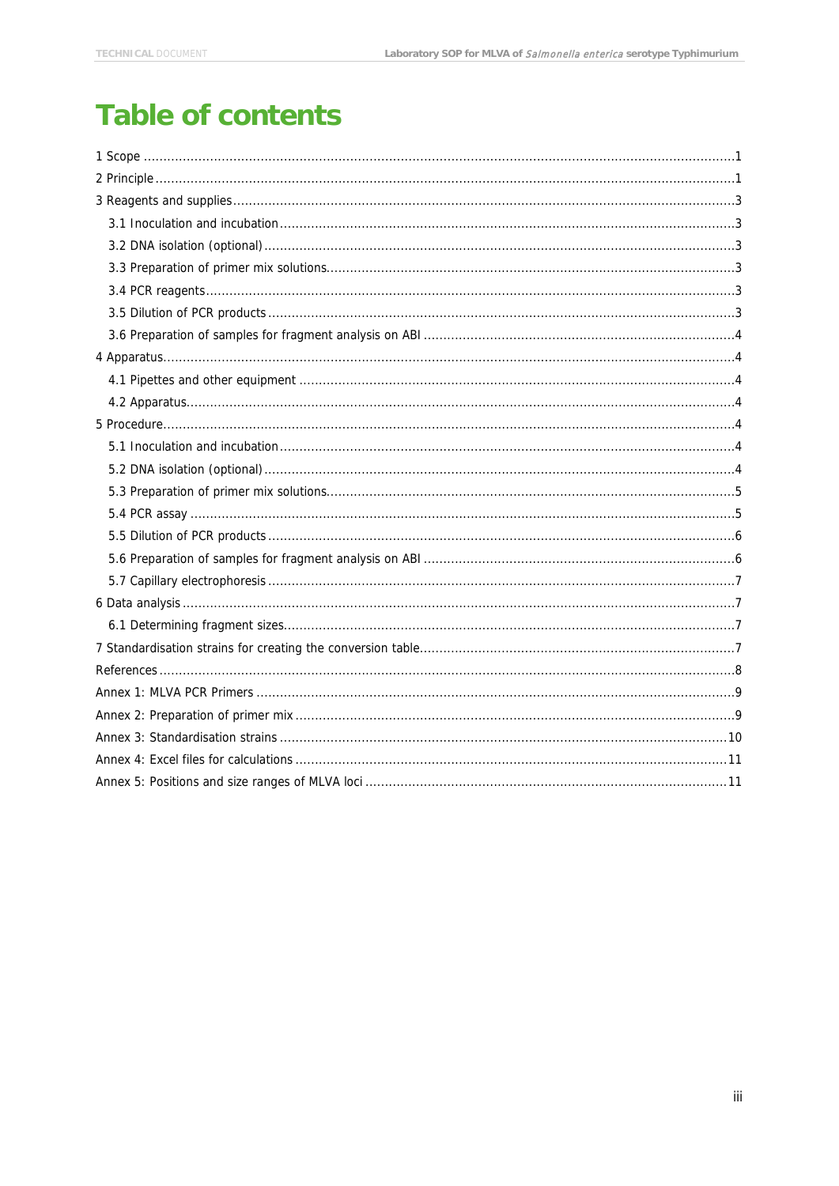# Table of contents

1 Scope ........................................................................................................................................1

2 Principle ....................................................................................................................................1

3 Reagents and supplies ................................................................................................................3

3.1 Inoculation and incubation ....................................................................................................3

3.2 DNA isolation (optional) .........................................................................................................3

3.3 Preparation of primer mix solutions.........................................................................................3

3.4 PCR reagents ........................................................................................................................3

3.5 Dilution of PCR products ........................................................................................................3

3.6 Preparation of samples for fragment analysis on ABI .................................................................4

4 Apparatus...................................................................................................................................4

4.1 Pipettes and other equipment ................................................................................................4

4.2 Apparatus..............................................................................................................................4

5 Procedure...................................................................................................................................4

5.1 Inoculation and incubation .....................................................................................................4

5.2 DNA isolation (optional) .........................................................................................................4

5.3 Preparation of primer mix solutions.........................................................................................5

5.4 PCR assay ............................................................................................................................5

5.5 Dilution of PCR products ........................................................................................................6

5.6 Preparation of samples for fragment analysis on ABI .................................................................6

5.7 Capillary electrophoresis ........................................................................................................7

6 Data analysis ..............................................................................................................................7

6.1 Determining fragment sizes.....................................................................................................7

7 Standardisation strains for creating the conversion table..................................................................7

References ....................................................................................................................................8

Annex 1: MLVA PCR Primers ............................................................................................................9

Annex 2: Preparation of primer mix ..................................................................................................9

Annex 3: Standardisation strains ....................................................................................................10

Annex 4: Excel files for calculations ................................................................................................11

Annex 5: Positions and size ranges of MLVA loci ..............................................................................11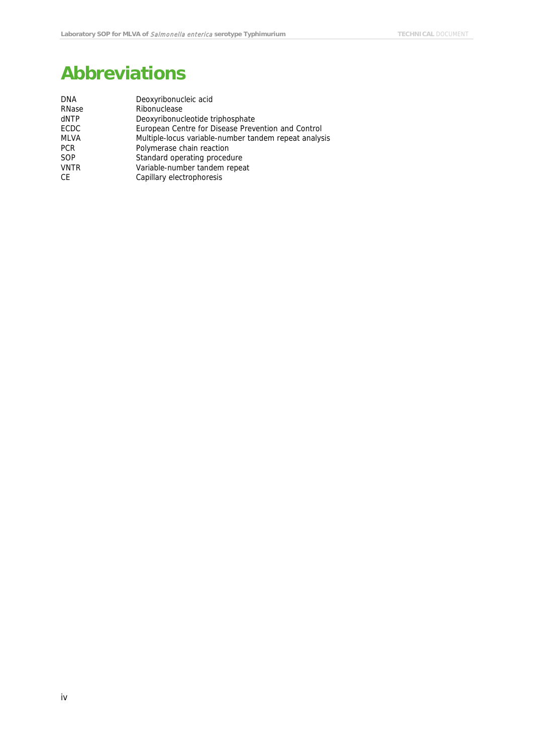# Abbreviations

| | |
|---|---|
| DNA | Deoxyribonucleic acid |
| RNase | Ribonuclease |
| dNTP | Deoxyribonucleotide triphosphate |
| ECDC | European Centre for Disease Prevention and Control |
| MLVA | Multiple-locus variable-number tandem repeat analysis |
| PCR | Polymerase chain reaction |
| SOP | Standard operating procedure |
| VNTR | Variable-number tandem repeat |
| CE | Capillary electrophoresis |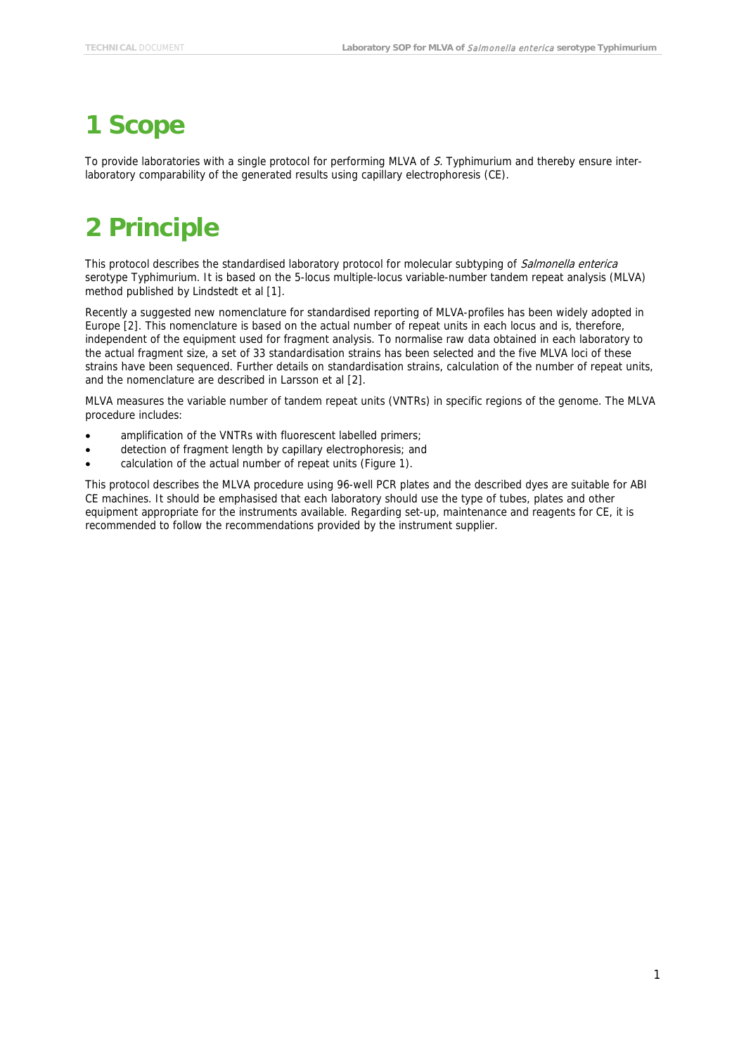# 1 Scope

To provide laboratories with a single protocol for performing MLVA of *S.* Typhimurium and thereby ensure inter-laboratory comparability of the generated results using capillary electrophoresis (CE).

# 2 Principle

This protocol describes the standardised laboratory protocol for molecular subtyping of *Salmonella enterica* serotype Typhimurium. It is based on the 5-locus multiple-locus variable-number tandem repeat analysis (MLVA) method published by Lindstedt et al [1].

Recently a suggested new nomenclature for standardised reporting of MLVA-profiles has been widely adopted in Europe [2]. This nomenclature is based on the actual number of repeat units in each locus and is, therefore, independent of the equipment used for fragment analysis. To normalise raw data obtained in each laboratory to the actual fragment size, a set of 33 standardisation strains has been selected and the five MLVA loci of these strains have been sequenced. Further details on standardisation strains, calculation of the number of repeat units, and the nomenclature are described in Larsson et al [2].

MLVA measures the variable number of tandem repeat units (VNTRs) in specific regions of the genome. The MLVA procedure includes:

- amplification of the VNTRs with fluorescent labelled primers;
- detection of fragment length by capillary electrophoresis; and
- calculation of the actual number of repeat units (Figure 1).

This protocol describes the MLVA procedure using 96-well PCR plates and the described dyes are suitable for ABI CE machines. It should be emphasised that each laboratory should use the type of tubes, plates and other equipment appropriate for the instruments available. Regarding set-up, maintenance and reagents for CE, it is recommended to follow the recommendations provided by the instrument supplier.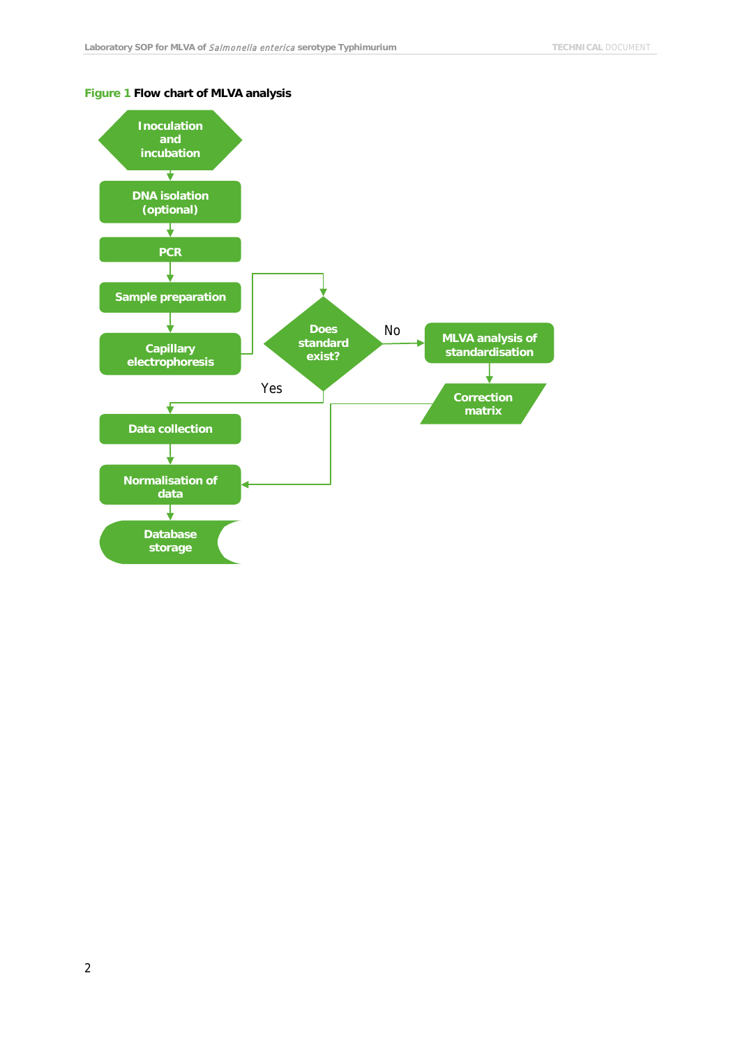**Figure 1 Flow chart of MLVA analysis**

Inoculation and incubation → DNA isolation (optional) → PCR → Sample preparation → Capillary electrophoresis → Does standard exist?

- Yes → Data collection → Normalisation of data → Database storage
- No → MLVA analysis of standardisation → Correction matrix → Normalisation of data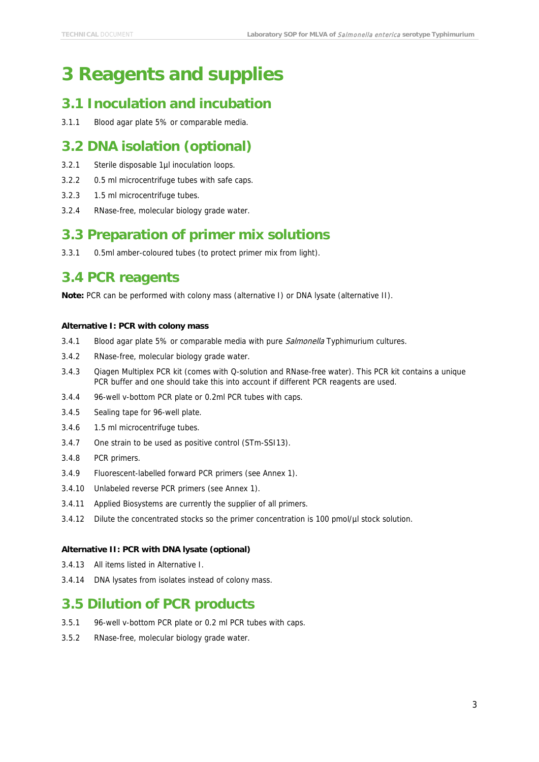# 3 Reagents and supplies

## 3.1 Inoculation and incubation

3.1.1 Blood agar plate 5% or comparable media.

## 3.2 DNA isolation (optional)

3.2.1 Sterile disposable 1µl inoculation loops.

3.2.2 0.5 ml microcentrifuge tubes with safe caps.

3.2.3 1.5 ml microcentrifuge tubes.

3.2.4 RNase-free, molecular biology grade water.

## 3.3 Preparation of primer mix solutions

3.3.1 0.5ml amber-coloured tubes (to protect primer mix from light).

## 3.4 PCR reagents

**Note:** PCR can be performed with colony mass (alternative I) or DNA lysate (alternative II).

**Alternative I: PCR with colony mass**

3.4.1 Blood agar plate 5% or comparable media with pure *Salmonella* Typhimurium cultures.

3.4.2 RNase-free, molecular biology grade water.

3.4.3 Qiagen Multiplex PCR kit (comes with Q-solution and RNase-free water). This PCR kit contains a unique PCR buffer and one should take this into account if different PCR reagents are used.

3.4.4 96-well v-bottom PCR plate or 0.2ml PCR tubes with caps.

3.4.5 Sealing tape for 96-well plate.

3.4.6 1.5 ml microcentrifuge tubes.

3.4.7 One strain to be used as positive control (STm-SSI13).

3.4.8 PCR primers.

3.4.9 Fluorescent-labelled forward PCR primers (see Annex 1).

3.4.10 Unlabeled reverse PCR primers (see Annex 1).

3.4.11 Applied Biosystems are currently the supplier of all primers.

3.4.12 Dilute the concentrated stocks so the primer concentration is 100 pmol/µl stock solution.

**Alternative II: PCR with DNA lysate (optional)**

3.4.13 All items listed in Alternative I.

3.4.14 DNA lysates from isolates instead of colony mass.

## 3.5 Dilution of PCR products

3.5.1 96-well v-bottom PCR plate or 0.2 ml PCR tubes with caps.

3.5.2 RNase-free, molecular biology grade water.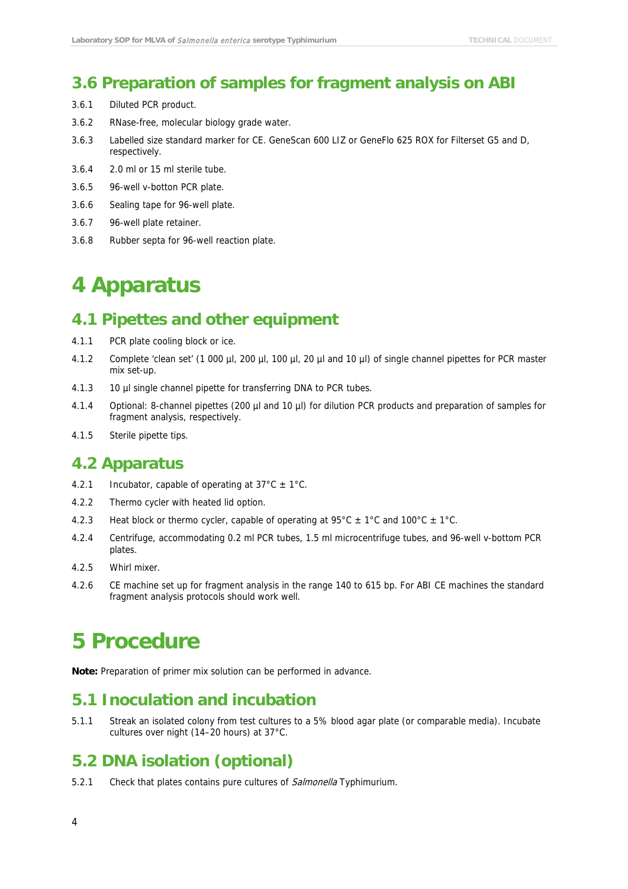## 3.6 Preparation of samples for fragment analysis on ABI

3.6.1 Diluted PCR product.

3.6.2 RNase-free, molecular biology grade water.

3.6.3 Labelled size standard marker for CE. GeneScan 600 LIZ or GeneFlo 625 ROX for Filterset G5 and D, respectively.

3.6.4 2.0 ml or 15 ml sterile tube.

3.6.5 96-well v-botton PCR plate.

3.6.6 Sealing tape for 96-well plate.

3.6.7 96-well plate retainer.

3.6.8 Rubber septa for 96-well reaction plate.

# 4 Apparatus

## 4.1 Pipettes and other equipment

4.1.1 PCR plate cooling block or ice.

4.1.2 Complete 'clean set' (1 000 µl, 200 µl, 100 µl, 20 µl and 10 µl) of single channel pipettes for PCR master mix set-up.

4.1.3 10 µl single channel pipette for transferring DNA to PCR tubes.

4.1.4 Optional: 8-channel pipettes (200 µl and 10 µl) for dilution PCR products and preparation of samples for fragment analysis, respectively.

4.1.5 Sterile pipette tips.

## 4.2 Apparatus

4.2.1 Incubator, capable of operating at 37°C ± 1°C.

4.2.2 Thermo cycler with heated lid option.

4.2.3 Heat block or thermo cycler, capable of operating at 95°C ± 1°C and 100°C ± 1°C.

4.2.4 Centrifuge, accommodating 0.2 ml PCR tubes, 1.5 ml microcentrifuge tubes, and 96-well v-bottom PCR plates.

4.2.5 Whirl mixer.

4.2.6 CE machine set up for fragment analysis in the range 140 to 615 bp. For ABI CE machines the standard fragment analysis protocols should work well.

# 5 Procedure

**Note:** Preparation of primer mix solution can be performed in advance.

## 5.1 Inoculation and incubation

5.1.1 Streak an isolated colony from test cultures to a 5% blood agar plate (or comparable media). Incubate cultures over night (14–20 hours) at 37°C.

## 5.2 DNA isolation (optional)

5.2.1 Check that plates contains pure cultures of *Salmonella* Typhimurium.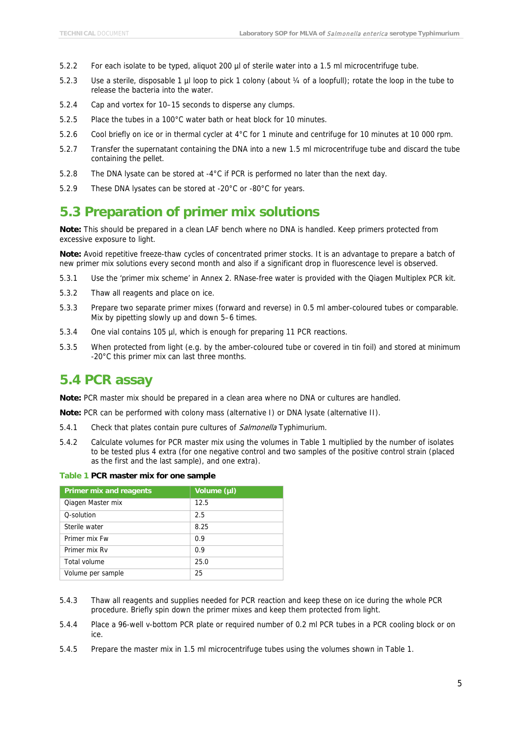5.2.2 For each isolate to be typed, aliquot 200 µl of sterile water into a 1.5 ml microcentrifuge tube.

5.2.3 Use a sterile, disposable 1 µl loop to pick 1 colony (about ¼ of a loopfull); rotate the loop in the tube to release the bacteria into the water.

5.2.4 Cap and vortex for 10–15 seconds to disperse any clumps.

5.2.5 Place the tubes in a 100°C water bath or heat block for 10 minutes.

5.2.6 Cool briefly on ice or in thermal cycler at 4°C for 1 minute and centrifuge for 10 minutes at 10 000 rpm.

5.2.7 Transfer the supernatant containing the DNA into a new 1.5 ml microcentrifuge tube and discard the tube containing the pellet.

5.2.8 The DNA lysate can be stored at -4°C if PCR is performed no later than the next day.

5.2.9 These DNA lysates can be stored at -20°C or -80°C for years.

## 5.3 Preparation of primer mix solutions

**Note:** This should be prepared in a clean LAF bench where no DNA is handled. Keep primers protected from excessive exposure to light.

**Note:** Avoid repetitive freeze-thaw cycles of concentrated primer stocks. It is an advantage to prepare a batch of new primer mix solutions every second month and also if a significant drop in fluorescence level is observed.

5.3.1 Use the 'primer mix scheme' in Annex 2. RNase-free water is provided with the Qiagen Multiplex PCR kit.

5.3.2 Thaw all reagents and place on ice.

5.3.3 Prepare two separate primer mixes (forward and reverse) in 0.5 ml amber-coloured tubes or comparable. Mix by pipetting slowly up and down 5–6 times.

5.3.4 One vial contains 105 µl, which is enough for preparing 11 PCR reactions.

5.3.5 When protected from light (e.g. by the amber-coloured tube or covered in tin foil) and stored at minimum -20°C this primer mix can last three months.

## 5.4 PCR assay

**Note:** PCR master mix should be prepared in a clean area where no DNA or cultures are handled.

**Note:** PCR can be performed with colony mass (alternative I) or DNA lysate (alternative II).

5.4.1 Check that plates contain pure cultures of *Salmonella* Typhimurium.

5.4.2 Calculate volumes for PCR master mix using the volumes in Table 1 multiplied by the number of isolates to be tested plus 4 extra (for one negative control and two samples of the positive control strain (placed as the first and the last sample), and one extra).

**Table 1 PCR master mix for one sample**

| Primer mix and reagents | Volume (µl) |
|---|---|
| Qiagen Master mix | 12.5 |
| Q-solution | 2.5 |
| Sterile water | 8.25 |
| Primer mix Fw | 0.9 |
| Primer mix Rv | 0.9 |
| Total volume | 25.0 |
| Volume per sample | 25 |

5.4.3 Thaw all reagents and supplies needed for PCR reaction and keep these on ice during the whole PCR procedure. Briefly spin down the primer mixes and keep them protected from light.

5.4.4 Place a 96-well v-bottom PCR plate or required number of 0.2 ml PCR tubes in a PCR cooling block or on ice.

5.4.5 Prepare the master mix in 1.5 ml microcentrifuge tubes using the volumes shown in Table 1.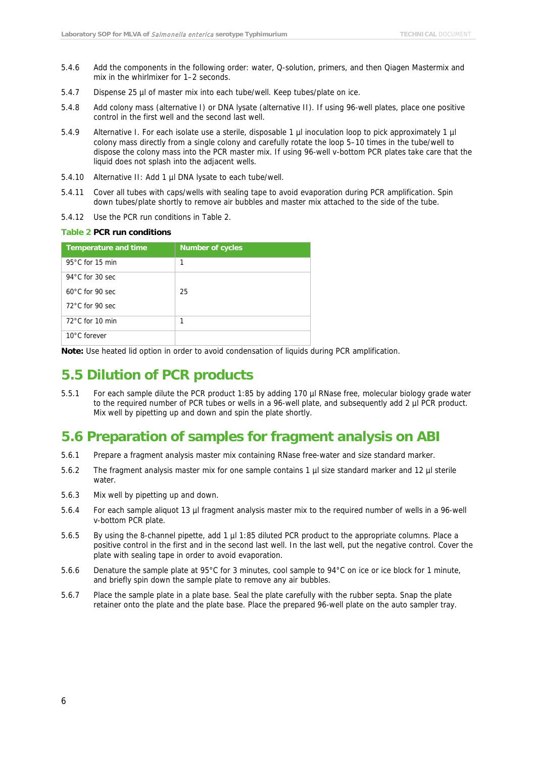5.4.6 Add the components in the following order: water, Q-solution, primers, and then Qiagen Mastermix and mix in the whirlmixer for 1–2 seconds.

5.4.7 Dispense 25 µl of master mix into each tube/well. Keep tubes/plate on ice.

5.4.8 Add colony mass (alternative I) or DNA lysate (alternative II). If using 96-well plates, place one positive control in the first well and the second last well.

5.4.9 Alternative I. For each isolate use a sterile, disposable 1 µl inoculation loop to pick approximately 1 µl colony mass directly from a single colony and carefully rotate the loop 5–10 times in the tube/well to dispose the colony mass into the PCR master mix. If using 96-well v-bottom PCR plates take care that the liquid does not splash into the adjacent wells.

5.4.10 Alternative II: Add 1 µl DNA lysate to each tube/well.

5.4.11 Cover all tubes with caps/wells with sealing tape to avoid evaporation during PCR amplification. Spin down tubes/plate shortly to remove air bubbles and master mix attached to the side of the tube.

5.4.12 Use the PCR run conditions in Table 2.

**Table 2 PCR run conditions**

| Temperature and time | Number of cycles |
|---|---|
| 95°C for 15 min | 1 |
| 94°C for 30 sec<br>60°C for 90 sec<br>72°C for 90 sec | 25 |
| 72°C for 10 min | 1 |
| 10°C forever | |

**Note:** Use heated lid option in order to avoid condensation of liquids during PCR amplification.

## 5.5 Dilution of PCR products

5.5.1 For each sample dilute the PCR product 1:85 by adding 170 µl RNase free, molecular biology grade water to the required number of PCR tubes or wells in a 96-well plate, and subsequently add 2 µl PCR product. Mix well by pipetting up and down and spin the plate shortly.

## 5.6 Preparation of samples for fragment analysis on ABI

5.6.1 Prepare a fragment analysis master mix containing RNase free-water and size standard marker.

5.6.2 The fragment analysis master mix for one sample contains 1 µl size standard marker and 12 µl sterile water.

5.6.3 Mix well by pipetting up and down.

5.6.4 For each sample aliquot 13 µl fragment analysis master mix to the required number of wells in a 96-well v-bottom PCR plate.

5.6.5 By using the 8-channel pipette, add 1 µl 1:85 diluted PCR product to the appropriate columns. Place a positive control in the first and in the second last well. In the last well, put the negative control. Cover the plate with sealing tape in order to avoid evaporation.

5.6.6 Denature the sample plate at 95°C for 3 minutes, cool sample to 94°C on ice or ice block for 1 minute, and briefly spin down the sample plate to remove any air bubbles.

5.6.7 Place the sample plate in a plate base. Seal the plate carefully with the rubber septa. Snap the plate retainer onto the plate and the plate base. Place the prepared 96-well plate on the auto sampler tray.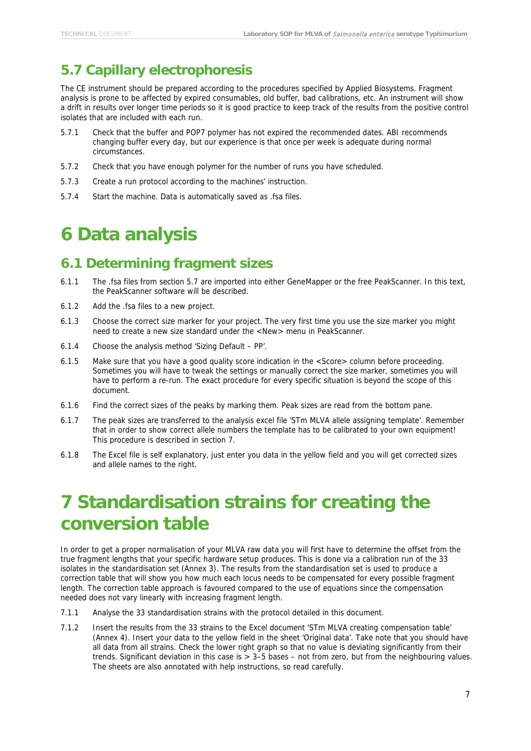## 5.7 Capillary electrophoresis

The CE instrument should be prepared according to the procedures specified by Applied Biosystems. Fragment analysis is prone to be affected by expired consumables, old buffer, bad calibrations, etc. An instrument will show a drift in results over longer time periods so it is good practice to keep track of the results from the positive control isolates that are included with each run.

5.7.1 Check that the buffer and POP7 polymer has not expired the recommended dates. ABI recommends changing buffer every day, but our experience is that once per week is adequate during normal circumstances.

5.7.2 Check that you have enough polymer for the number of runs you have scheduled.

5.7.3 Create a run protocol according to the machines' instruction.

5.7.4 Start the machine. Data is automatically saved as .fsa files.

# 6 Data analysis

## 6.1 Determining fragment sizes

6.1.1 The .fsa files from section 5.7 are imported into either GeneMapper or the free PeakScanner. In this text, the PeakScanner software will be described.

6.1.2 Add the .fsa files to a new project.

6.1.3 Choose the correct size marker for your project. The very first time you use the size marker you might need to create a new size standard under the <New> menu in PeakScanner.

6.1.4 Choose the analysis method 'Sizing Default – PP'.

6.1.5 Make sure that you have a good quality score indication in the <Score> column before proceeding. Sometimes you will have to tweak the settings or manually correct the size marker, sometimes you will have to perform a re-run. The exact procedure for every specific situation is beyond the scope of this document.

6.1.6 Find the correct sizes of the peaks by marking them. Peak sizes are read from the bottom pane.

6.1.7 The peak sizes are transferred to the analysis excel file 'STm MLVA allele assigning template'. Remember that in order to show correct allele numbers the template has to be calibrated to your own equipment! This procedure is described in section 7.

6.1.8 The Excel file is self explanatory, just enter you data in the yellow field and you will get corrected sizes and allele names to the right.

# 7 Standardisation strains for creating the conversion table

In order to get a proper normalisation of your MLVA raw data you will first have to determine the offset from the true fragment lengths that your specific hardware setup produces. This is done via a calibration run of the 33 isolates in the standardisation set (Annex 3). The results from the standardisation set is used to produce a correction table that will show you how much each locus needs to be compensated for every possible fragment length. The correction table approach is favoured compared to the use of equations since the compensation needed does not vary linearly with increasing fragment length.

7.1.1 Analyse the 33 standardisation strains with the protocol detailed in this document.

7.1.2 Insert the results from the 33 strains to the Excel document 'STm MLVA creating compensation table' (Annex 4). Insert your data to the yellow field in the sheet 'Original data'. Take note that you should have all data from all strains. Check the lower right graph so that no value is deviating significantly from their trends. Significant deviation in this case is > 3–5 bases – not from zero, but from the neighbouring values. The sheets are also annotated with help instructions, so read carefully.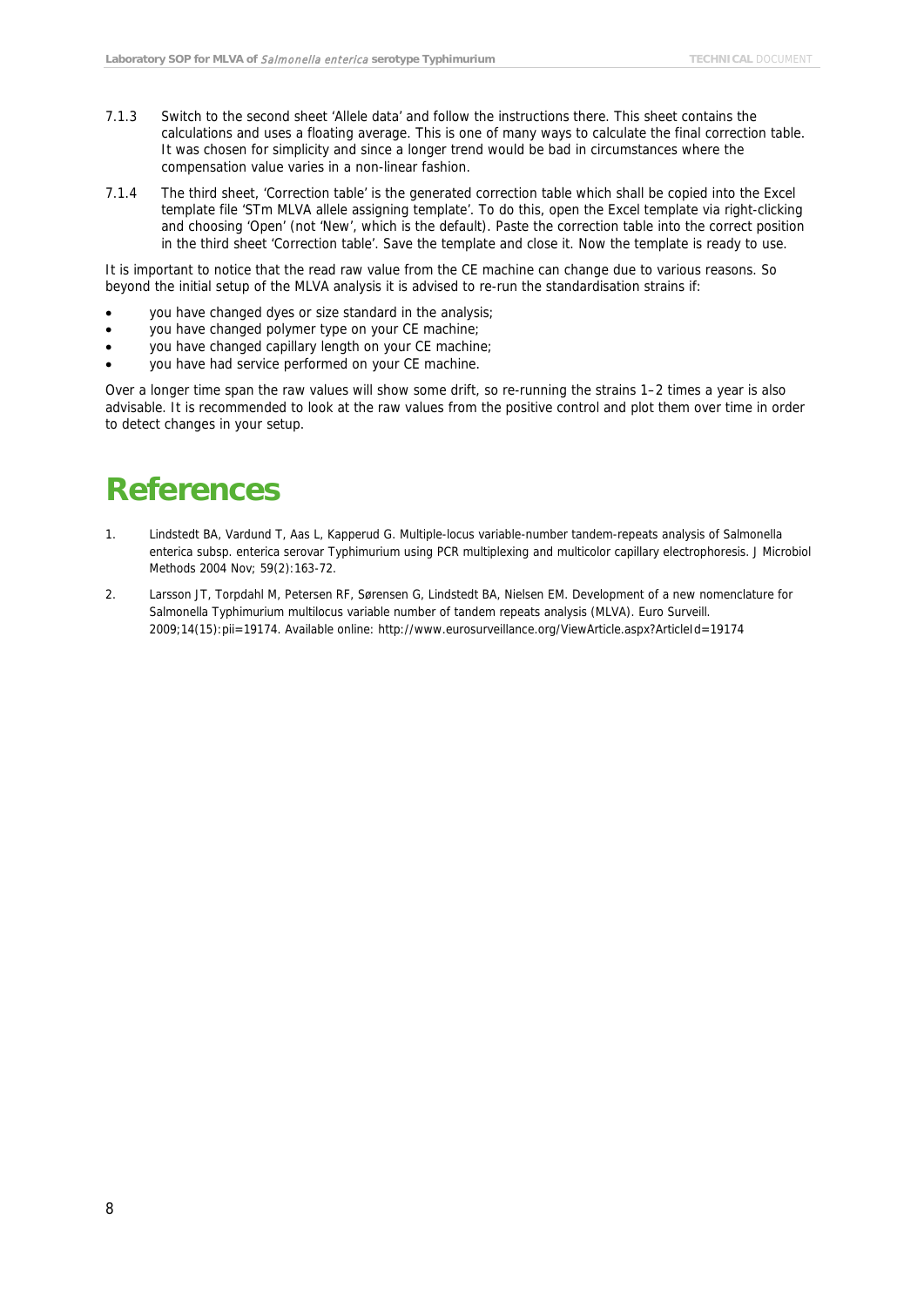7.1.3 Switch to the second sheet 'Allele data' and follow the instructions there. This sheet contains the calculations and uses a floating average. This is one of many ways to calculate the final correction table. It was chosen for simplicity and since a longer trend would be bad in circumstances where the compensation value varies in a non-linear fashion.

7.1.4 The third sheet, 'Correction table' is the generated correction table which shall be copied into the Excel template file 'STm MLVA allele assigning template'. To do this, open the Excel template via right-clicking and choosing 'Open' (not 'New', which is the default). Paste the correction table into the correct position in the third sheet 'Correction table'. Save the template and close it. Now the template is ready to use.

It is important to notice that the read raw value from the CE machine can change due to various reasons. So beyond the initial setup of the MLVA analysis it is advised to re-run the standardisation strains if:

- you have changed dyes or size standard in the analysis;
- you have changed polymer type on your CE machine;
- you have changed capillary length on your CE machine;
- you have had service performed on your CE machine.

Over a longer time span the raw values will show some drift, so re-running the strains 1–2 times a year is also advisable. It is recommended to look at the raw values from the positive control and plot them over time in order to detect changes in your setup.

# References

1. Lindstedt BA, Vardund T, Aas L, Kapperud G. Multiple-locus variable-number tandem-repeats analysis of Salmonella enterica subsp. enterica serovar Typhimurium using PCR multiplexing and multicolor capillary electrophoresis. J Microbiol Methods 2004 Nov; 59(2):163-72.

2. Larsson JT, Torpdahl M, Petersen RF, Sørensen G, Lindstedt BA, Nielsen EM. Development of a new nomenclature for Salmonella Typhimurium multilocus variable number of tandem repeats analysis (MLVA). Euro Surveill. 2009;14(15):pii=19174. Available online: http://www.eurosurveillance.org/ViewArticle.aspx?ArticleId=19174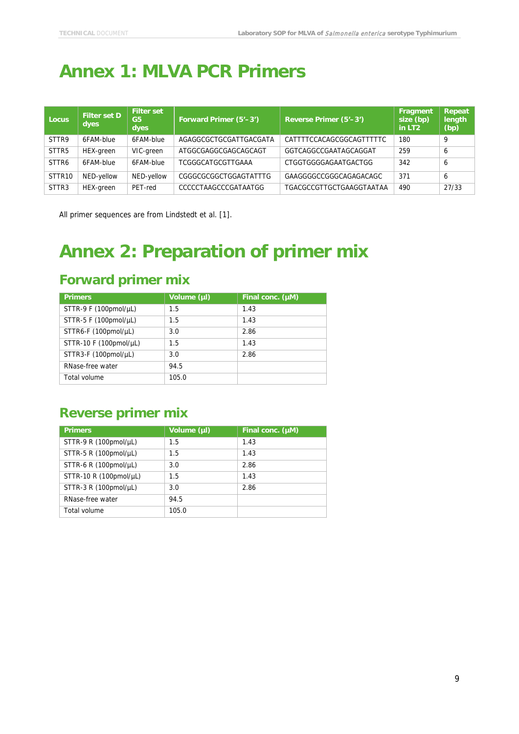# Annex 1: MLVA PCR Primers

| Locus | Filter set D dyes | Filter set G5 dyes | Forward Primer (5'–3') | Reverse Primer (5'–3') | Fragment size (bp) in LT2 | Repeat length (bp) |
|---|---|---|---|---|---|---|
| STTR9 | 6FAM-blue | 6FAM-blue | AGAGGCGCTGCGATTGACGATA | CATTTTCCACAGCGGCAGTTTTTC | 180 | 9 |
| STTR5 | HEX-green | VIC-green | ATGGCGAGGCGAGCAGCAGT | GGTCAGGCCGAATAGCAGGAT | 259 | 6 |
| STTR6 | 6FAM-blue | 6FAM-blue | TCGGGCATGCGTTGAAA | CTGGTGGGGAGAATGACTGG | 342 | 6 |
| STTR10 | NED-yellow | NED-yellow | CGGGCGCGGCTGGAGTATTTG | GAAGGGGCCGGGCAGAGACAGC | 371 | 6 |
| STTR3 | HEX-green | PET-red | CCCCCTAAGCCCGATAATGG | TGACGCCGTTGCTGAAGGTAATAA | 490 | 27/33 |

All primer sequences are from Lindstedt et al. [1].

# Annex 2: Preparation of primer mix

## Forward primer mix

| Primers | Volume (µl) | Final conc. (µM) |
|---|---|---|
| STTR-9 F (100pmol/µL) | 1.5 | 1.43 |
| STTR-5 F (100pmol/µL) | 1.5 | 1.43 |
| STTR6-F (100pmol/µL) | 3.0 | 2.86 |
| STTR-10 F (100pmol/µL) | 1.5 | 1.43 |
| STTR3-F (100pmol/µL) | 3.0 | 2.86 |
| RNase-free water | 94.5 | |
| Total volume | 105.0 | |

## Reverse primer mix

| Primers | Volume (µl) | Final conc. (µM) |
|---|---|---|
| STTR-9 R (100pmol/µL) | 1.5 | 1.43 |
| STTR-5 R (100pmol/µL) | 1.5 | 1.43 |
| STTR-6 R (100pmol/µL) | 3.0 | 2.86 |
| STTR-10 R (100pmol/µL) | 1.5 | 1.43 |
| STTR-3 R (100pmol/µL) | 3.0 | 2.86 |
| RNase-free water | 94.5 | |
| Total volume | 105.0 | |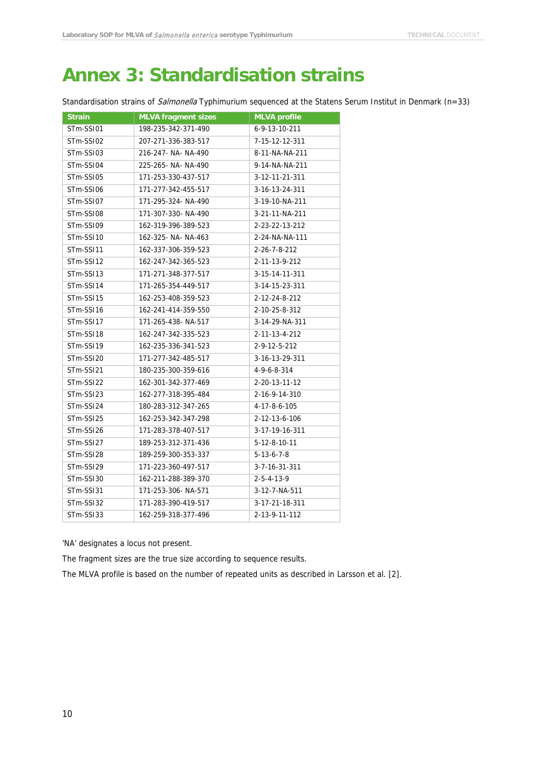# Annex 3: Standardisation strains

Standardisation strains of *Salmonella* Typhimurium sequenced at the Statens Serum Institut in Denmark (n=33)

| Strain | MLVA fragment sizes | MLVA profile |
|---|---|---|
| STm-SSI01 | 198-235-342-371-490 | 6-9-13-10-211 |
| STm-SSI02 | 207-271-336-383-517 | 7-15-12-12-311 |
| STm-SSI03 | 216-247- NA- NA-490 | 8-11-NA-NA-211 |
| STm-SSI04 | 225-265- NA- NA-490 | 9-14-NA-NA-211 |
| STm-SSI05 | 171-253-330-437-517 | 3-12-11-21-311 |
| STm-SSI06 | 171-277-342-455-517 | 3-16-13-24-311 |
| STm-SSI07 | 171-295-324- NA-490 | 3-19-10-NA-211 |
| STm-SSI08 | 171-307-330- NA-490 | 3-21-11-NA-211 |
| STm-SSI09 | 162-319-396-389-523 | 2-23-22-13-212 |
| STm-SSI10 | 162-325- NA- NA-463 | 2-24-NA-NA-111 |
| STm-SSI11 | 162-337-306-359-523 | 2-26-7-8-212 |
| STm-SSI12 | 162-247-342-365-523 | 2-11-13-9-212 |
| STm-SSI13 | 171-271-348-377-517 | 3-15-14-11-311 |
| STm-SSI14 | 171-265-354-449-517 | 3-14-15-23-311 |
| STm-SSI15 | 162-253-408-359-523 | 2-12-24-8-212 |
| STm-SSI16 | 162-241-414-359-550 | 2-10-25-8-312 |
| STm-SSI17 | 171-265-438- NA-517 | 3-14-29-NA-311 |
| STm-SSI18 | 162-247-342-335-523 | 2-11-13-4-212 |
| STm-SSI19 | 162-235-336-341-523 | 2-9-12-5-212 |
| STm-SSI20 | 171-277-342-485-517 | 3-16-13-29-311 |
| STm-SSI21 | 180-235-300-359-616 | 4-9-6-8-314 |
| STm-SSI22 | 162-301-342-377-469 | 2-20-13-11-12 |
| STm-SSI23 | 162-277-318-395-484 | 2-16-9-14-310 |
| STm-SSI24 | 180-283-312-347-265 | 4-17-8-6-105 |
| STm-SSI25 | 162-253-342-347-298 | 2-12-13-6-106 |
| STm-SSI26 | 171-283-378-407-517 | 3-17-19-16-311 |
| STm-SSI27 | 189-253-312-371-436 | 5-12-8-10-11 |
| STm-SSI28 | 189-259-300-353-337 | 5-13-6-7-8 |
| STm-SSI29 | 171-223-360-497-517 | 3-7-16-31-311 |
| STm-SSI30 | 162-211-288-389-370 | 2-5-4-13-9 |
| STm-SSI31 | 171-253-306- NA-571 | 3-12-7-NA-511 |
| STm-SSI32 | 171-283-390-419-517 | 3-17-21-18-311 |
| STm-SSI33 | 162-259-318-377-496 | 2-13-9-11-112 |

'NA' designates a locus not present.

The fragment sizes are the true size according to sequence results.

The MLVA profile is based on the number of repeated units as described in Larsson et al. [2].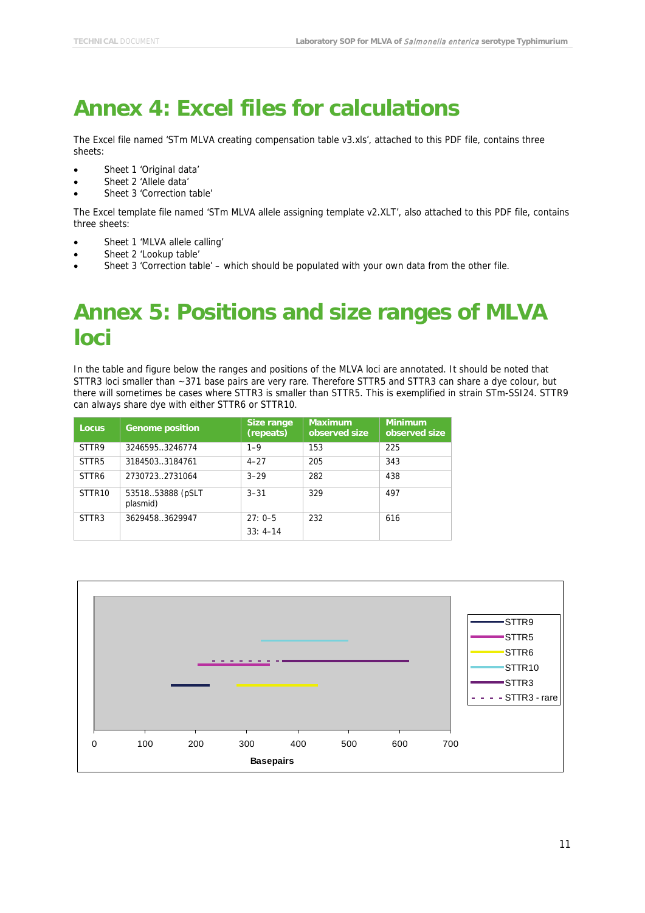# Annex 4: Excel files for calculations

The Excel file named 'STm MLVA creating compensation table v3.xls', attached to this PDF file, contains three sheets:

- Sheet 1 'Original data'
- Sheet 2 'Allele data'
- Sheet 3 'Correction table'

The Excel template file named 'STm MLVA allele assigning template v2.XLT', also attached to this PDF file, contains three sheets:

- Sheet 1 'MLVA allele calling'
- Sheet 2 'Lookup table'
- Sheet 3 'Correction table' – which should be populated with your own data from the other file.

# Annex 5: Positions and size ranges of MLVA loci

In the table and figure below the ranges and positions of the MLVA loci are annotated. It should be noted that STTR3 loci smaller than ~371 base pairs are very rare. Therefore STTR5 and STTR3 can share a dye colour, but there will sometimes be cases where STTR3 is smaller than STTR5. This is exemplified in strain STm-SSI24. STTR9 can always share dye with either STTR6 or STTR10.

| Locus | Genome position | Size range (repeats) | Maximum observed size | Minimum observed size |
|---|---|---|---|---|
| STTR9 | 3246595..3246774 | 1–9 | 153 | 225 |
| STTR5 | 3184503..3184761 | 4–27 | 205 | 343 |
| STTR6 | 2730723..2731064 | 3–29 | 282 | 438 |
| STTR10 | 53518..53888 (pSLT plasmid) | 3–31 | 329 | 497 |
| STTR3 | 3629458..3629947 | 27: 0–5<br>33: 4–14 | 232 | 616 |

STTR9
STTR5
STTR6
STTR10
STTR3
STTR3 - rare

0 100 200 300 400 500 600 700

Basepairs